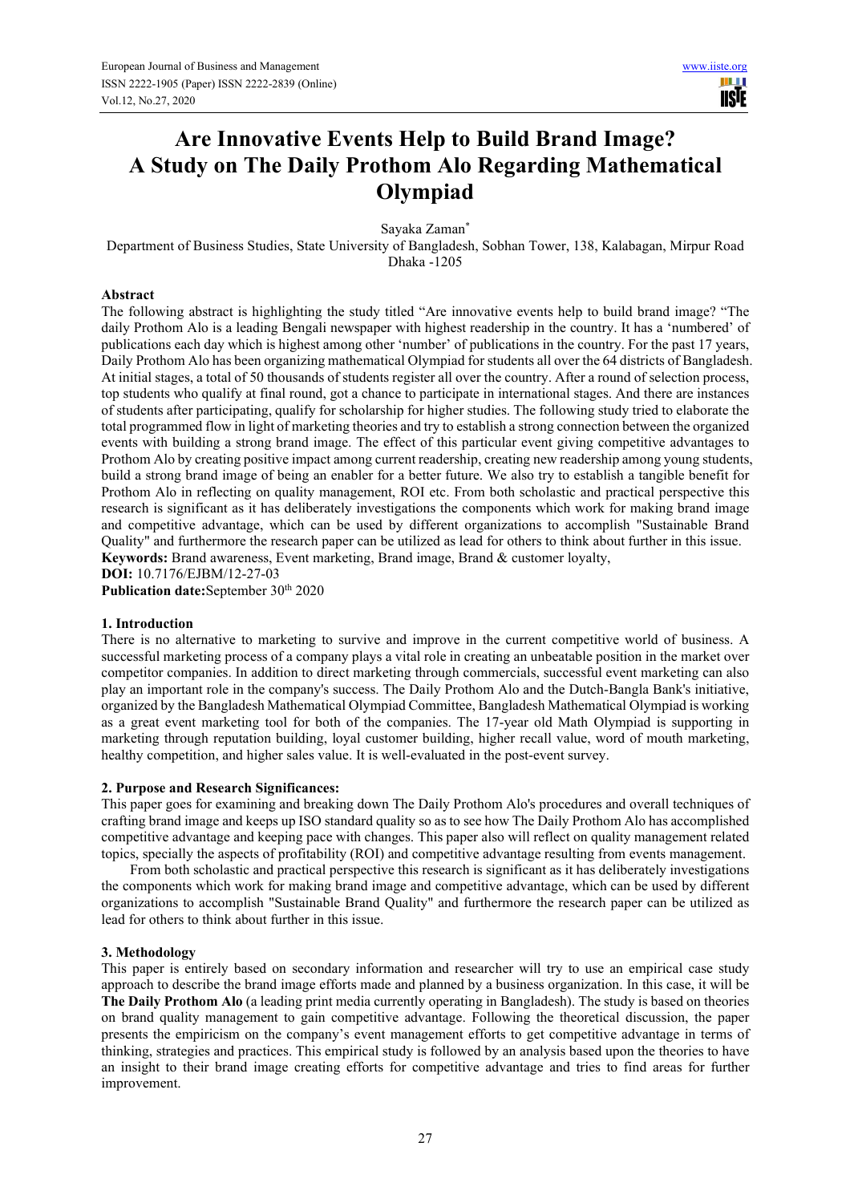# Are Innovative Events Help to Build Brand Image? A Study on The Daily Prothom Alo Regarding Mathematical Olympiad

Sayaka Zaman*

Department of Business Studies, State University of Bangladesh, Sobhan Tower, 138, Kalabagan, Mirpur Road Dhaka -1205

## Abstract

The following abstract is highlighting the study titled "Are innovative events help to build brand image? "The daily Prothom Alo is a leading Bengali newspaper with highest readership in the country. It has a 'numbered' of publications each day which is highest among other 'number' of publications in the country. For the past 17 years, Daily Prothom Alo has been organizing mathematical Olympiad for students all over the 64 districts of Bangladesh. At initial stages, a total of 50 thousands of students register all over the country. After a round of selection process, top students who qualify at final round, got a chance to participate in international stages. And there are instances of students after participating, qualify for scholarship for higher studies. The following study tried to elaborate the total programmed flow in light of marketing theories and try to establish a strong connection between the organized events with building a strong brand image. The effect of this particular event giving competitive advantages to Prothom Alo by creating positive impact among current readership, creating new readership among young students, build a strong brand image of being an enabler for a better future. We also try to establish a tangible benefit for Prothom Alo in reflecting on quality management, ROI etc. From both scholastic and practical perspective this research is significant as it has deliberately investigations the components which work for making brand image and competitive advantage, which can be used by different organizations to accomplish "Sustainable Brand Quality" and furthermore the research paper can be utilized as lead for others to think about further in this issue.

**Keywords:** Brand awareness, Event marketing, Brand image, Brand & customer loyalty,

**DOI:** 10.7176/EJBM/12-27-03

**Publication date:**September 30th 2020

## 1. Introduction

There is no alternative to marketing to survive and improve in the current competitive world of business. A successful marketing process of a company plays a vital role in creating an unbeatable position in the market over competitor companies. In addition to direct marketing through commercials, successful event marketing can also play an important role in the company's success. The Daily Prothom Alo and the Dutch-Bangla Bank's initiative, organized by the Bangladesh Mathematical Olympiad Committee, Bangladesh Mathematical Olympiad is working as a great event marketing tool for both of the companies. The 17-year old Math Olympiad is supporting in marketing through reputation building, loyal customer building, higher recall value, word of mouth marketing, healthy competition, and higher sales value. It is well-evaluated in the post-event survey.

## 2. Purpose and Research Significances:

This paper goes for examining and breaking down The Daily Prothom Alo's procedures and overall techniques of crafting brand image and keeps up ISO standard quality so as to see how The Daily Prothom Alo has accomplished competitive advantage and keeping pace with changes. This paper also will reflect on quality management related topics, specially the aspects of profitability (ROI) and competitive advantage resulting from events management.

From both scholastic and practical perspective this research is significant as it has deliberately investigations the components which work for making brand image and competitive advantage, which can be used by different organizations to accomplish "Sustainable Brand Quality" and furthermore the research paper can be utilized as lead for others to think about further in this issue.

## 3. Methodology

This paper is entirely based on secondary information and researcher will try to use an empirical case study approach to describe the brand image efforts made and planned by a business organization. In this case, it will be **The Daily Prothom Alo** (a leading print media currently operating in Bangladesh). The study is based on theories on brand quality management to gain competitive advantage. Following the theoretical discussion, the paper presents the empiricism on the company's event management efforts to get competitive advantage in terms of thinking, strategies and practices. This empirical study is followed by an analysis based upon the theories to have an insight to their brand image creating efforts for competitive advantage and tries to find areas for further improvement.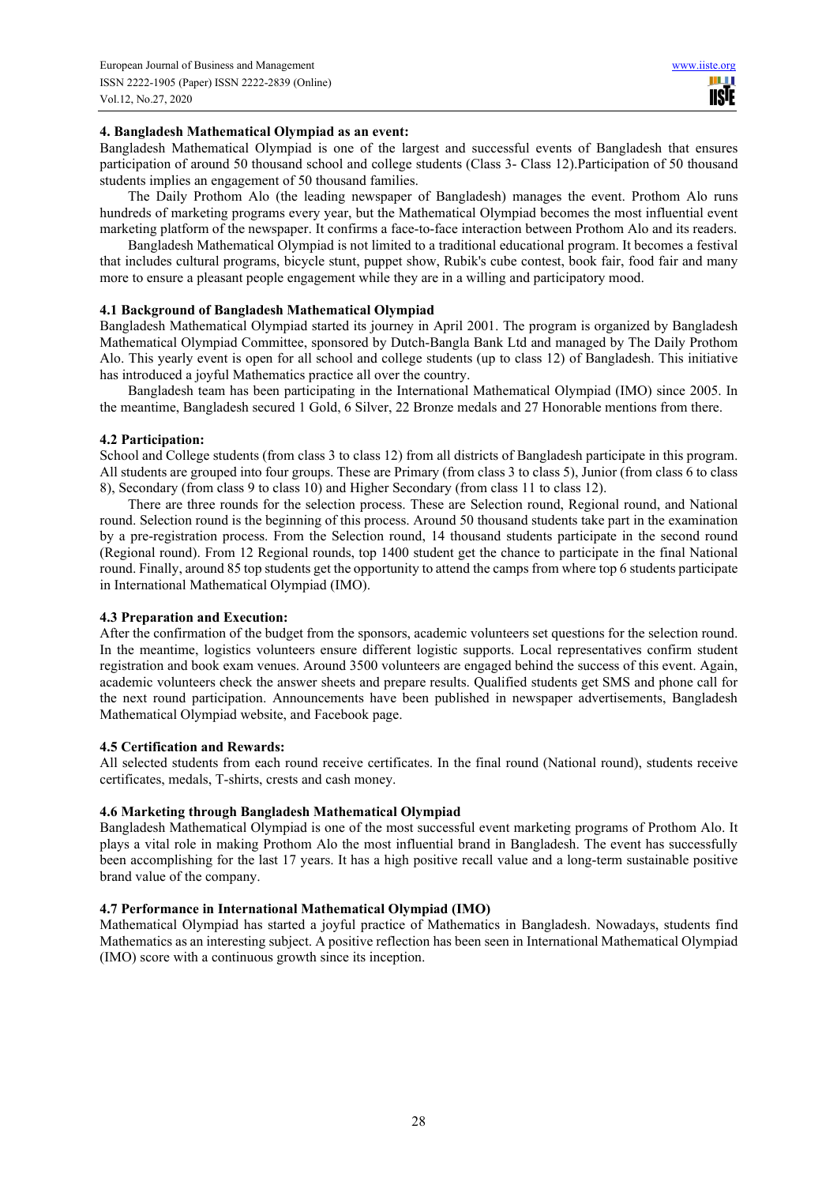## 4. Bangladesh Mathematical Olympiad as an event:

Bangladesh Mathematical Olympiad is one of the largest and successful events of Bangladesh that ensures participation of around 50 thousand school and college students (Class 3- Class 12).Participation of 50 thousand students implies an engagement of 50 thousand families.

The Daily Prothom Alo (the leading newspaper of Bangladesh) manages the event. Prothom Alo runs hundreds of marketing programs every year, but the Mathematical Olympiad becomes the most influential event marketing platform of the newspaper. It confirms a face-to-face interaction between Prothom Alo and its readers.

Bangladesh Mathematical Olympiad is not limited to a traditional educational program. It becomes a festival that includes cultural programs, bicycle stunt, puppet show, Rubik's cube contest, book fair, food fair and many more to ensure a pleasant people engagement while they are in a willing and participatory mood.

### 4.1 Background of Bangladesh Mathematical Olympiad

Bangladesh Mathematical Olympiad started its journey in April 2001. The program is organized by Bangladesh Mathematical Olympiad Committee, sponsored by Dutch-Bangla Bank Ltd and managed by The Daily Prothom Alo. This yearly event is open for all school and college students (up to class 12) of Bangladesh. This initiative has introduced a joyful Mathematics practice all over the country.

Bangladesh team has been participating in the International Mathematical Olympiad (IMO) since 2005. In the meantime, Bangladesh secured 1 Gold, 6 Silver, 22 Bronze medals and 27 Honorable mentions from there.

### 4.2 Participation:

School and College students (from class 3 to class 12) from all districts of Bangladesh participate in this program. All students are grouped into four groups. These are Primary (from class 3 to class 5), Junior (from class 6 to class 8), Secondary (from class 9 to class 10) and Higher Secondary (from class 11 to class 12).

There are three rounds for the selection process. These are Selection round, Regional round, and National round. Selection round is the beginning of this process. Around 50 thousand students take part in the examination by a pre-registration process. From the Selection round, 14 thousand students participate in the second round (Regional round). From 12 Regional rounds, top 1400 student get the chance to participate in the final National round. Finally, around 85 top students get the opportunity to attend the camps from where top 6 students participate in International Mathematical Olympiad (IMO).

### 4.3 Preparation and Execution:

After the confirmation of the budget from the sponsors, academic volunteers set questions for the selection round. In the meantime, logistics volunteers ensure different logistic supports. Local representatives confirm student registration and book exam venues. Around 3500 volunteers are engaged behind the success of this event. Again, academic volunteers check the answer sheets and prepare results. Qualified students get SMS and phone call for the next round participation. Announcements have been published in newspaper advertisements, Bangladesh Mathematical Olympiad website, and Facebook page.

### 4.5 Certification and Rewards:

All selected students from each round receive certificates. In the final round (National round), students receive certificates, medals, T-shirts, crests and cash money.

### 4.6 Marketing through Bangladesh Mathematical Olympiad

Bangladesh Mathematical Olympiad is one of the most successful event marketing programs of Prothom Alo. It plays a vital role in making Prothom Alo the most influential brand in Bangladesh. The event has successfully been accomplishing for the last 17 years. It has a high positive recall value and a long-term sustainable positive brand value of the company.

### 4.7 Performance in International Mathematical Olympiad (IMO)

Mathematical Olympiad has started a joyful practice of Mathematics in Bangladesh. Nowadays, students find Mathematics as an interesting subject. A positive reflection has been seen in International Mathematical Olympiad (IMO) score with a continuous growth since its inception.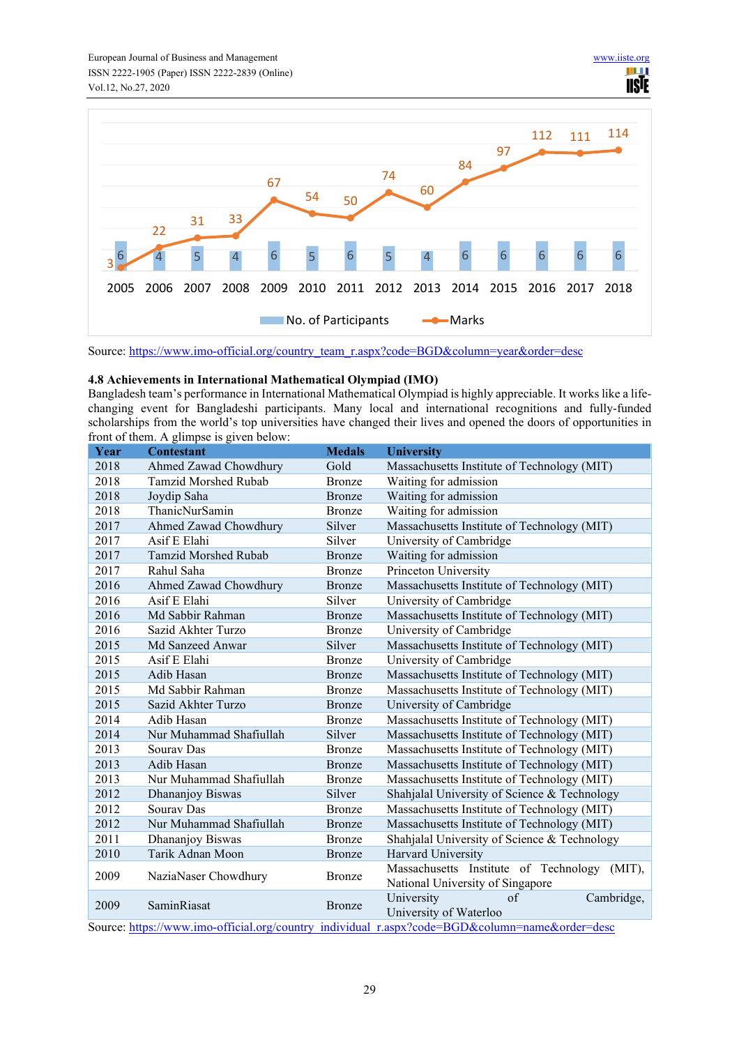| Year | 2005 | 2006 | 2007 | 2008 | 2009 | 2010 | 2011 | 2012 | 2013 | 2014 | 2015 | 2016 | 2017 | 2018 |
|---|---|---|---|---|---|---|---|---|---|---|---|---|---|---|
| No. of Participants | 6 | 4 | 5 | 4 | 6 | 5 | 6 | 5 | 4 | 6 | 6 | 6 | 6 | 6 |
| Marks | 3 | 22 | 31 | 33 | 67 | 54 | 50 | 74 | 60 | 84 | 97 | 112 | 111 | 114 |

Source: https://www.imo-official.org/country_team_r.aspx?code=BGD&column=year&order=desc

### 4.8 Achievements in International Mathematical Olympiad (IMO)

Bangladesh team's performance in International Mathematical Olympiad is highly appreciable. It works like a life-changing event for Bangladeshi participants. Many local and international recognitions and fully-funded scholarships from the world's top universities have changed their lives and opened the doors of opportunities in front of them. A glimpse is given below:

| Year | Contestant | Medals | University |
|---|---|---|---|
| 2018 | Ahmed Zawad Chowdhury | Gold | Massachusetts Institute of Technology (MIT) |
| 2018 | Tamzid Morshed Rubab | Bronze | Waiting for admission |
| 2018 | Joydip Saha | Bronze | Waiting for admission |
| 2018 | ThanicNurSamin | Bronze | Waiting for admission |
| 2017 | Ahmed Zawad Chowdhury | Silver | Massachusetts Institute of Technology (MIT) |
| 2017 | Asif E Elahi | Silver | University of Cambridge |
| 2017 | Tamzid Morshed Rubab | Bronze | Waiting for admission |
| 2017 | Rahul Saha | Bronze | Princeton University |
| 2016 | Ahmed Zawad Chowdhury | Bronze | Massachusetts Institute of Technology (MIT) |
| 2016 | Asif E Elahi | Silver | University of Cambridge |
| 2016 | Md Sabbir Rahman | Bronze | Massachusetts Institute of Technology (MIT) |
| 2016 | Sazid Akhter Turzo | Bronze | University of Cambridge |
| 2015 | Md Sanzeed Anwar | Silver | Massachusetts Institute of Technology (MIT) |
| 2015 | Asif E Elahi | Bronze | University of Cambridge |
| 2015 | Adib Hasan | Bronze | Massachusetts Institute of Technology (MIT) |
| 2015 | Md Sabbir Rahman | Bronze | Massachusetts Institute of Technology (MIT) |
| 2015 | Sazid Akhter Turzo | Bronze | University of Cambridge |
| 2014 | Adib Hasan | Bronze | Massachusetts Institute of Technology (MIT) |
| 2014 | Nur Muhammad Shafiullah | Silver | Massachusetts Institute of Technology (MIT) |
| 2013 | Sourav Das | Bronze | Massachusetts Institute of Technology (MIT) |
| 2013 | Adib Hasan | Bronze | Massachusetts Institute of Technology (MIT) |
| 2013 | Nur Muhammad Shafiullah | Bronze | Massachusetts Institute of Technology (MIT) |
| 2012 | Dhananjoy Biswas | Silver | Shahjalal University of Science & Technology |
| 2012 | Sourav Das | Bronze | Massachusetts Institute of Technology (MIT) |
| 2012 | Nur Muhammad Shafiullah | Bronze | Massachusetts Institute of Technology (MIT) |
| 2011 | Dhananjoy Biswas | Bronze | Shahjalal University of Science & Technology |
| 2010 | Tarik Adnan Moon | Bronze | Harvard University |
| 2009 | NaziaNaser Chowdhury | Bronze | Massachusetts Institute of Technology (MIT), National University of Singapore |
| 2009 | SaminRiasat | Bronze | University of Cambridge, University of Waterloo |

Source: https://www.imo-official.org/country_individual_r.aspx?code=BGD&column=name&order=desc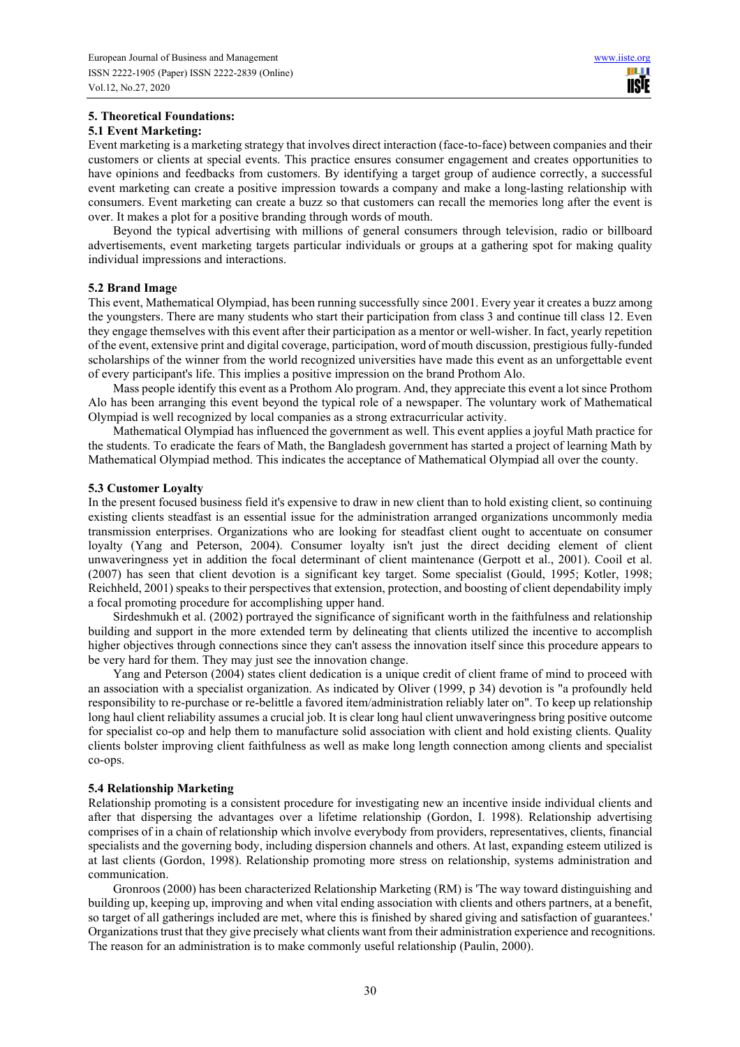## 5. Theoretical Foundations:

### 5.1 Event Marketing:

Event marketing is a marketing strategy that involves direct interaction (face-to-face) between companies and their customers or clients at special events. This practice ensures consumer engagement and creates opportunities to have opinions and feedbacks from customers. By identifying a target group of audience correctly, a successful event marketing can create a positive impression towards a company and make a long-lasting relationship with consumers. Event marketing can create a buzz so that customers can recall the memories long after the event is over. It makes a plot for a positive branding through words of mouth.

Beyond the typical advertising with millions of general consumers through television, radio or billboard advertisements, event marketing targets particular individuals or groups at a gathering spot for making quality individual impressions and interactions.

### 5.2 Brand Image

This event, Mathematical Olympiad, has been running successfully since 2001. Every year it creates a buzz among the youngsters. There are many students who start their participation from class 3 and continue till class 12. Even they engage themselves with this event after their participation as a mentor or well-wisher. In fact, yearly repetition of the event, extensive print and digital coverage, participation, word of mouth discussion, prestigious fully-funded scholarships of the winner from the world recognized universities have made this event as an unforgettable event of every participant's life. This implies a positive impression on the brand Prothom Alo.

Mass people identify this event as a Prothom Alo program. And, they appreciate this event a lot since Prothom Alo has been arranging this event beyond the typical role of a newspaper. The voluntary work of Mathematical Olympiad is well recognized by local companies as a strong extracurricular activity.

Mathematical Olympiad has influenced the government as well. This event applies a joyful Math practice for the students. To eradicate the fears of Math, the Bangladesh government has started a project of learning Math by Mathematical Olympiad method. This indicates the acceptance of Mathematical Olympiad all over the county.

### 5.3 Customer Loyalty

In the present focused business field it's expensive to draw in new client than to hold existing client, so continuing existing clients steadfast is an essential issue for the administration arranged organizations uncommonly media transmission enterprises. Organizations who are looking for steadfast client ought to accentuate on consumer loyalty (Yang and Peterson, 2004). Consumer loyalty isn't just the direct deciding element of client unwaveringness yet in addition the focal determinant of client maintenance (Gerpott et al., 2001). Cooil et al. (2007) has seen that client devotion is a significant key target. Some specialist (Gould, 1995; Kotler, 1998; Reichheld, 2001) speaks to their perspectives that extension, protection, and boosting of client dependability imply a focal promoting procedure for accomplishing upper hand.

Sirdeshmukh et al. (2002) portrayed the significance of significant worth in the faithfulness and relationship building and support in the more extended term by delineating that clients utilized the incentive to accomplish higher objectives through connections since they can't assess the innovation itself since this procedure appears to be very hard for them. They may just see the innovation change.

Yang and Peterson (2004) states client dedication is a unique credit of client frame of mind to proceed with an association with a specialist organization. As indicated by Oliver (1999, p 34) devotion is "a profoundly held responsibility to re-purchase or re-belittle a favored item/administration reliably later on". To keep up relationship long haul client reliability assumes a crucial job. It is clear long haul client unwaveringness bring positive outcome for specialist co-op and help them to manufacture solid association with client and hold existing clients. Quality clients bolster improving client faithfulness as well as make long length connection among clients and specialist co-ops.

### 5.4 Relationship Marketing

Relationship promoting is a consistent procedure for investigating new an incentive inside individual clients and after that dispersing the advantages over a lifetime relationship (Gordon, I. 1998). Relationship advertising comprises of in a chain of relationship which involve everybody from providers, representatives, clients, financial specialists and the governing body, including dispersion channels and others. At last, expanding esteem utilized is at last clients (Gordon, 1998). Relationship promoting more stress on relationship, systems administration and communication.

Gronroos (2000) has been characterized Relationship Marketing (RM) is 'The way toward distinguishing and building up, keeping up, improving and when vital ending association with clients and others partners, at a benefit, so target of all gatherings included are met, where this is finished by shared giving and satisfaction of guarantees.' Organizations trust that they give precisely what clients want from their administration experience and recognitions. The reason for an administration is to make commonly useful relationship (Paulin, 2000).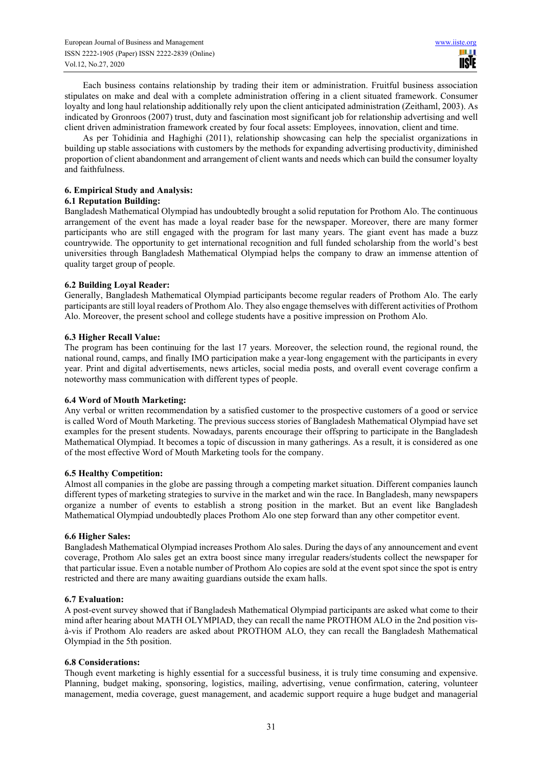Each business contains relationship by trading their item or administration. Fruitful business association stipulates on make and deal with a complete administration offering in a client situated framework. Consumer loyalty and long haul relationship additionally rely upon the client anticipated administration (Zeithaml, 2003). As indicated by Gronroos (2007) trust, duty and fascination most significant job for relationship advertising and well client driven administration framework created by four focal assets: Employees, innovation, client and time.

As per Tohidinia and Haghighi (2011), relationship showcasing can help the specialist organizations in building up stable associations with customers by the methods for expanding advertising productivity, diminished proportion of client abandonment and arrangement of client wants and needs which can build the consumer loyalty and faithfulness.

## 6. Empirical Study and Analysis:

### 6.1 Reputation Building:

Bangladesh Mathematical Olympiad has undoubtedly brought a solid reputation for Prothom Alo. The continuous arrangement of the event has made a loyal reader base for the newspaper. Moreover, there are many former participants who are still engaged with the program for last many years. The giant event has made a buzz countrywide. The opportunity to get international recognition and full funded scholarship from the world's best universities through Bangladesh Mathematical Olympiad helps the company to draw an immense attention of quality target group of people.

### 6.2 Building Loyal Reader:

Generally, Bangladesh Mathematical Olympiad participants become regular readers of Prothom Alo. The early participants are still loyal readers of Prothom Alo. They also engage themselves with different activities of Prothom Alo. Moreover, the present school and college students have a positive impression on Prothom Alo.

### 6.3 Higher Recall Value:

The program has been continuing for the last 17 years. Moreover, the selection round, the regional round, the national round, camps, and finally IMO participation make a year-long engagement with the participants in every year. Print and digital advertisements, news articles, social media posts, and overall event coverage confirm a noteworthy mass communication with different types of people.

### 6.4 Word of Mouth Marketing:

Any verbal or written recommendation by a satisfied customer to the prospective customers of a good or service is called Word of Mouth Marketing. The previous success stories of Bangladesh Mathematical Olympiad have set examples for the present students. Nowadays, parents encourage their offspring to participate in the Bangladesh Mathematical Olympiad. It becomes a topic of discussion in many gatherings. As a result, it is considered as one of the most effective Word of Mouth Marketing tools for the company.

### 6.5 Healthy Competition:

Almost all companies in the globe are passing through a competing market situation. Different companies launch different types of marketing strategies to survive in the market and win the race. In Bangladesh, many newspapers organize a number of events to establish a strong position in the market. But an event like Bangladesh Mathematical Olympiad undoubtedly places Prothom Alo one step forward than any other competitor event.

### 6.6 Higher Sales:

Bangladesh Mathematical Olympiad increases Prothom Alo sales. During the days of any announcement and event coverage, Prothom Alo sales get an extra boost since many irregular readers/students collect the newspaper for that particular issue. Even a notable number of Prothom Alo copies are sold at the event spot since the spot is entry restricted and there are many awaiting guardians outside the exam halls.

### 6.7 Evaluation:

A post-event survey showed that if Bangladesh Mathematical Olympiad participants are asked what come to their mind after hearing about MATH OLYMPIAD, they can recall the name PROTHOM ALO in the 2nd position vis-à-vis if Prothom Alo readers are asked about PROTHOM ALO, they can recall the Bangladesh Mathematical Olympiad in the 5th position.

### 6.8 Considerations:

Though event marketing is highly essential for a successful business, it is truly time consuming and expensive. Planning, budget making, sponsoring, logistics, mailing, advertising, venue confirmation, catering, volunteer management, media coverage, guest management, and academic support require a huge budget and managerial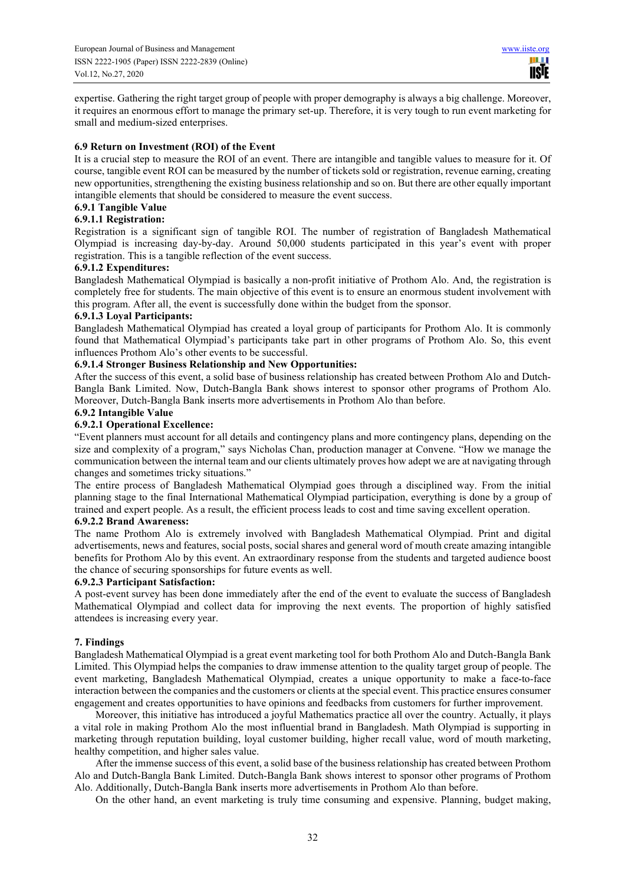expertise. Gathering the right target group of people with proper demography is always a big challenge. Moreover, it requires an enormous effort to manage the primary set-up. Therefore, it is very tough to run event marketing for small and medium-sized enterprises.

### 6.9 Return on Investment (ROI) of the Event

It is a crucial step to measure the ROI of an event. There are intangible and tangible values to measure for it. Of course, tangible event ROI can be measured by the number of tickets sold or registration, revenue earning, creating new opportunities, strengthening the existing business relationship and so on. But there are other equally important intangible elements that should be considered to measure the event success.

#### 6.9.1 Tangible Value

##### 6.9.1.1 Registration:

Registration is a significant sign of tangible ROI. The number of registration of Bangladesh Mathematical Olympiad is increasing day-by-day. Around 50,000 students participated in this year's event with proper registration. This is a tangible reflection of the event success.

##### 6.9.1.2 Expenditures:

Bangladesh Mathematical Olympiad is basically a non-profit initiative of Prothom Alo. And, the registration is completely free for students. The main objective of this event is to ensure an enormous student involvement with this program. After all, the event is successfully done within the budget from the sponsor.

##### 6.9.1.3 Loyal Participants:

Bangladesh Mathematical Olympiad has created a loyal group of participants for Prothom Alo. It is commonly found that Mathematical Olympiad's participants take part in other programs of Prothom Alo. So, this event influences Prothom Alo's other events to be successful.

##### 6.9.1.4 Stronger Business Relationship and New Opportunities:

After the success of this event, a solid base of business relationship has created between Prothom Alo and Dutch-Bangla Bank Limited. Now, Dutch-Bangla Bank shows interest to sponsor other programs of Prothom Alo. Moreover, Dutch-Bangla Bank inserts more advertisements in Prothom Alo than before.

#### 6.9.2 Intangible Value

##### 6.9.2.1 Operational Excellence:

"Event planners must account for all details and contingency plans and more contingency plans, depending on the size and complexity of a program," says Nicholas Chan, production manager at Convene. "How we manage the communication between the internal team and our clients ultimately proves how adept we are at navigating through changes and sometimes tricky situations."

The entire process of Bangladesh Mathematical Olympiad goes through a disciplined way. From the initial planning stage to the final International Mathematical Olympiad participation, everything is done by a group of trained and expert people. As a result, the efficient process leads to cost and time saving excellent operation.

##### 6.9.2.2 Brand Awareness:

The name Prothom Alo is extremely involved with Bangladesh Mathematical Olympiad. Print and digital advertisements, news and features, social posts, social shares and general word of mouth create amazing intangible benefits for Prothom Alo by this event. An extraordinary response from the students and targeted audience boost the chance of securing sponsorships for future events as well.

##### 6.9.2.3 Participant Satisfaction:

A post-event survey has been done immediately after the end of the event to evaluate the success of Bangladesh Mathematical Olympiad and collect data for improving the next events. The proportion of highly satisfied attendees is increasing every year.

## 7. Findings

Bangladesh Mathematical Olympiad is a great event marketing tool for both Prothom Alo and Dutch-Bangla Bank Limited. This Olympiad helps the companies to draw immense attention to the quality target group of people. The event marketing, Bangladesh Mathematical Olympiad, creates a unique opportunity to make a face-to-face interaction between the companies and the customers or clients at the special event. This practice ensures consumer engagement and creates opportunities to have opinions and feedbacks from customers for further improvement.

Moreover, this initiative has introduced a joyful Mathematics practice all over the country. Actually, it plays a vital role in making Prothom Alo the most influential brand in Bangladesh. Math Olympiad is supporting in marketing through reputation building, loyal customer building, higher recall value, word of mouth marketing, healthy competition, and higher sales value.

After the immense success of this event, a solid base of the business relationship has created between Prothom Alo and Dutch-Bangla Bank Limited. Dutch-Bangla Bank shows interest to sponsor other programs of Prothom Alo. Additionally, Dutch-Bangla Bank inserts more advertisements in Prothom Alo than before.

On the other hand, an event marketing is truly time consuming and expensive. Planning, budget making,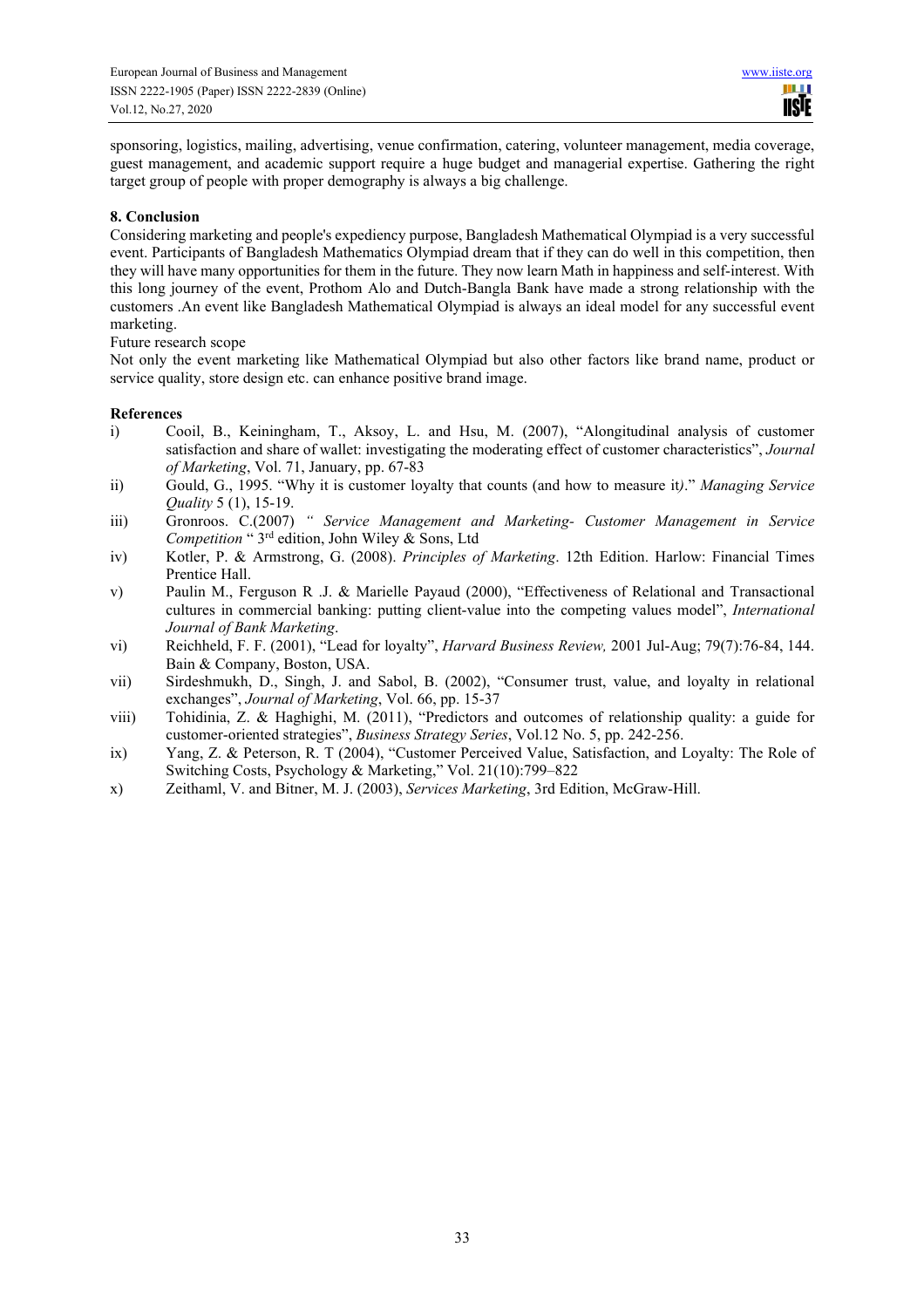sponsoring, logistics, mailing, advertising, venue confirmation, catering, volunteer management, media coverage, guest management, and academic support require a huge budget and managerial expertise. Gathering the right target group of people with proper demography is always a big challenge.

## 8. Conclusion

Considering marketing and people's expediency purpose, Bangladesh Mathematical Olympiad is a very successful event. Participants of Bangladesh Mathematics Olympiad dream that if they can do well in this competition, then they will have many opportunities for them in the future. They now learn Math in happiness and self-interest. With this long journey of the event, Prothom Alo and Dutch-Bangla Bank have made a strong relationship with the customers .An event like Bangladesh Mathematical Olympiad is always an ideal model for any successful event marketing.

Future research scope

Not only the event marketing like Mathematical Olympiad but also other factors like brand name, product or service quality, store design etc. can enhance positive brand image.

## References

i) Cooil, B., Keiningham, T., Aksoy, L. and Hsu, M. (2007), "Alongitudinal analysis of customer satisfaction and share of wallet: investigating the moderating effect of customer characteristics", *Journal of Marketing*, Vol. 71, January, pp. 67-83

ii) Gould, G., 1995. "Why it is customer loyalty that counts (and how to measure it)." *Managing Service Quality* 5 (1), 15-19.

iii) Gronroos. C.(2007) *" Service Management and Marketing- Customer Management in Service Competition* " 3rd edition, John Wiley & Sons, Ltd

iv) Kotler, P. & Armstrong, G. (2008). *Principles of Marketing*. 12th Edition. Harlow: Financial Times Prentice Hall.

v) Paulin M., Ferguson R .J. & Marielle Payaud (2000), "Effectiveness of Relational and Transactional cultures in commercial banking: putting client-value into the competing values model", *International Journal of Bank Marketing*.

vi) Reichheld, F. F. (2001), "Lead for loyalty", *Harvard Business Review,* 2001 Jul-Aug; 79(7):76-84, 144. Bain & Company, Boston, USA.

vii) Sirdeshmukh, D., Singh, J. and Sabol, B. (2002), "Consumer trust, value, and loyalty in relational exchanges", *Journal of Marketing*, Vol. 66, pp. 15-37

viii) Tohidinia, Z. & Haghighi, M. (2011), "Predictors and outcomes of relationship quality: a guide for customer-oriented strategies", *Business Strategy Series*, Vol.12 No. 5, pp. 242-256.

ix) Yang, Z. & Peterson, R. T (2004), "Customer Perceived Value, Satisfaction, and Loyalty: The Role of Switching Costs, Psychology & Marketing," Vol. 21(10):799–822

x) Zeithaml, V. and Bitner, M. J. (2003), *Services Marketing*, 3rd Edition, McGraw-Hill.